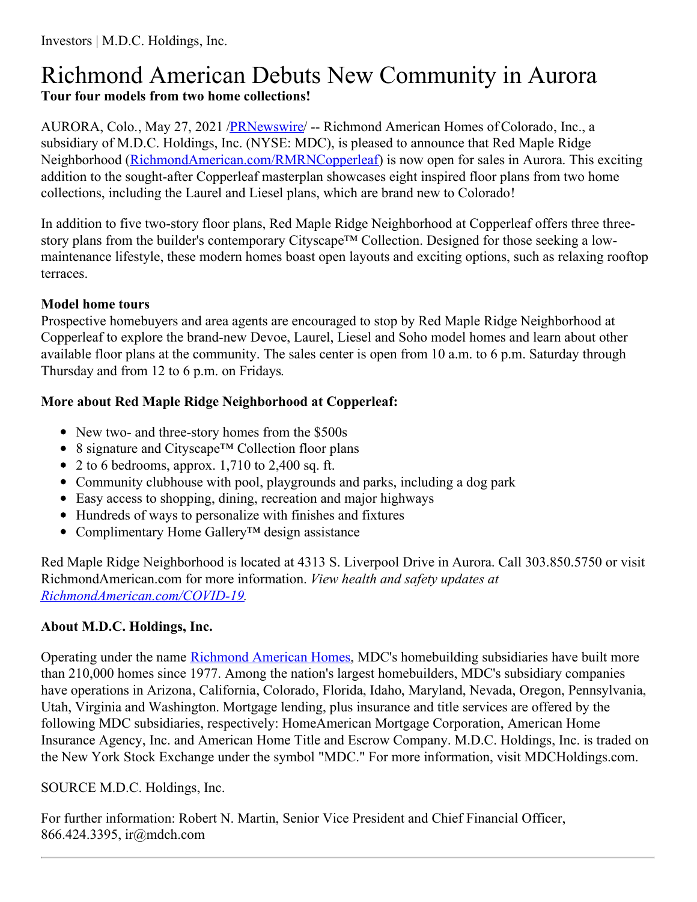Investors | M.D.C. Holdings, Inc.

# Richmond American Debuts New Community in Aurora

**Tour four models from two home collections!**

AURORA, Colo., May 27, 2021 /PRNewswire/ -- Richmond American Homes of Colorado, Inc., a subsidiary of M.D.C. Holdings, Inc. (NYSE: MDC), is pleased to announce that Red Maple Ridge Neighborhood (RichmondAmerican.com/RMRNCopperleaf) is now open for sales in Aurora. This exciting addition to the sought-after Copperleaf masterplan showcases eight inspired floor plans from two home collections, including the Laurel and Liesel plans, which are brand new to Colorado!

In addition to five two-story floor plans, Red Maple Ridge Neighborhood at Copperleaf offers three three-story plans from the builder's contemporary Cityscape™ Collection. Designed for those seeking a low-maintenance lifestyle, these modern homes boast open layouts and exciting options, such as relaxing rooftop terraces.

**Model home tours**

Prospective homebuyers and area agents are encouraged to stop by Red Maple Ridge Neighborhood at Copperleaf to explore the brand-new Devoe, Laurel, Liesel and Soho model homes and learn about other available floor plans at the community. The sales center is open from 10 a.m. to 6 p.m. Saturday through Thursday and from 12 to 6 p.m. on Fridays.

**More about Red Maple Ridge Neighborhood at Copperleaf:**

- New two- and three-story homes from the $500s
- 8 signature and Cityscape™ Collection floor plans
- 2 to 6 bedrooms, approx. 1,710 to 2,400 sq. ft.
- Community clubhouse with pool, playgrounds and parks, including a dog park
- Easy access to shopping, dining, recreation and major highways
- Hundreds of ways to personalize with finishes and fixtures
- Complimentary Home Gallery™ design assistance

Red Maple Ridge Neighborhood is located at 4313 S. Liverpool Drive in Aurora. Call 303.850.5750 or visit RichmondAmerican.com for more information. *View health and safety updates at RichmondAmerican.com/COVID-19.*

**About M.D.C. Holdings, Inc.**

Operating under the name Richmond American Homes, MDC's homebuilding subsidiaries have built more than 210,000 homes since 1977. Among the nation's largest homebuilders, MDC's subsidiary companies have operations in Arizona, California, Colorado, Florida, Idaho, Maryland, Nevada, Oregon, Pennsylvania, Utah, Virginia and Washington. Mortgage lending, plus insurance and title services are offered by the following MDC subsidiaries, respectively: HomeAmerican Mortgage Corporation, American Home Insurance Agency, Inc. and American Home Title and Escrow Company. M.D.C. Holdings, Inc. is traded on the New York Stock Exchange under the symbol "MDC." For more information, visit MDCHoldings.com.

SOURCE M.D.C. Holdings, Inc.

For further information: Robert N. Martin, Senior Vice President and Chief Financial Officer, 866.424.3395, ir@mdch.com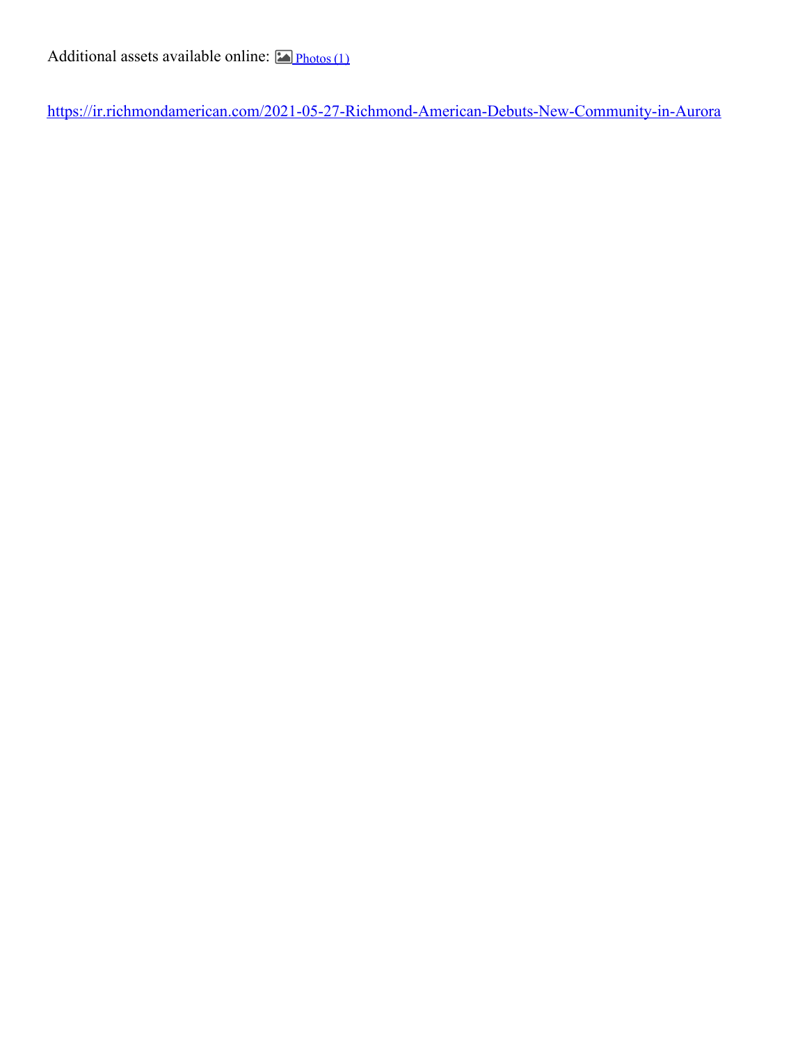Additional assets available online: Photos (1)

https://ir.richmondamerican.com/2021-05-27-Richmond-American-Debuts-New-Community-in-Aurora